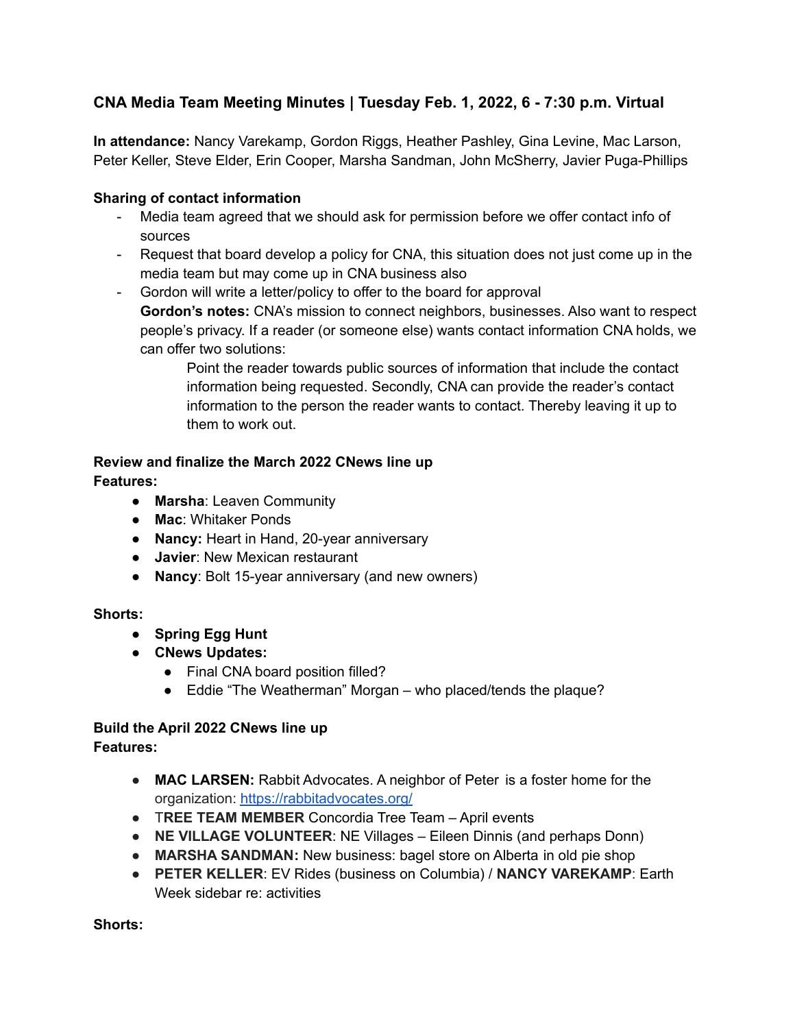### CNA Media Team Meeting Minutes | Tuesday Feb. 1, 2022, 6 - 7:30 p.m. Virtual

**In attendance:** Nancy Varekamp, Gordon Riggs, Heather Pashley, Gina Levine, Mac Larson, Peter Keller, Steve Elder, Erin Cooper, Marsha Sandman, John McSherry, Javier Puga-Phillips

**Sharing of contact information**

- Media team agreed that we should ask for permission before we offer contact info of sources
- Request that board develop a policy for CNA, this situation does not just come up in the media team but may come up in CNA business also
- Gordon will write a letter/policy to offer to the board for approval

  **Gordon's notes:** CNA's mission to connect neighbors, businesses. Also want to respect people's privacy. If a reader (or someone else) wants contact information CNA holds, we can offer two solutions:

  > Point the reader towards public sources of information that include the contact information being requested. Secondly, CNA can provide the reader's contact information to the person the reader wants to contact. Thereby leaving it up to them to work out.

**Review and finalize the March 2022 CNews line up**

**Features:**

- **Marsha**: Leaven Community
- **Mac**: Whitaker Ponds
- **Nancy:** Heart in Hand, 20-year anniversary
- **Javier**: New Mexican restaurant
- **Nancy**: Bolt 15-year anniversary (and new owners)

**Shorts:**

- **Spring Egg Hunt**
- **CNews Updates:**
  - Final CNA board position filled?
  - Eddie "The Weatherman" Morgan – who placed/tends the plaque?

**Build the April 2022 CNews line up**

**Features:**

- **MAC LARSEN:** Rabbit Advocates. A neighbor of Peter is a foster home for the organization: https://rabbitadvocates.org/
- T**REE TEAM MEMBER** Concordia Tree Team – April events
- **NE VILLAGE VOLUNTEER**: NE Villages – Eileen Dinnis (and perhaps Donn)
- **MARSHA SANDMAN:** New business: bagel store on Alberta in old pie shop
- **PETER KELLER**: EV Rides (business on Columbia) / **NANCY VAREKAMP**: Earth Week sidebar re: activities

**Shorts:**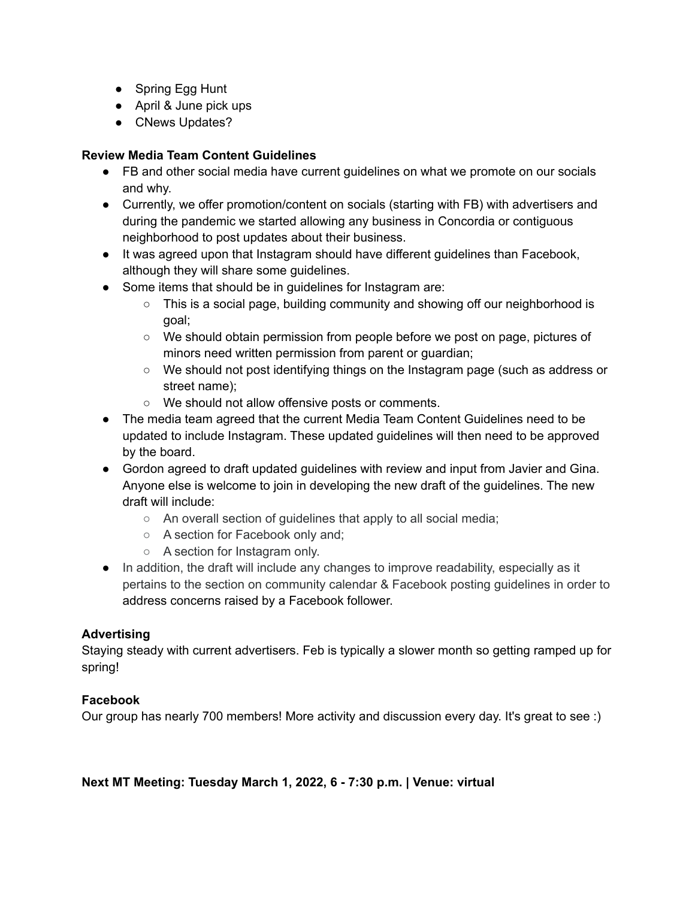- Spring Egg Hunt
- April & June pick ups
- CNews Updates?

**Review Media Team Content Guidelines**

- FB and other social media have current guidelines on what we promote on our socials and why.
- Currently, we offer promotion/content on socials (starting with FB) with advertisers and during the pandemic we started allowing any business in Concordia or contiguous neighborhood to post updates about their business.
- It was agreed upon that Instagram should have different guidelines than Facebook, although they will share some guidelines.
- Some items that should be in guidelines for Instagram are:
  - This is a social page, building community and showing off our neighborhood is goal;
  - We should obtain permission from people before we post on page, pictures of minors need written permission from parent or guardian;
  - We should not post identifying things on the Instagram page (such as address or street name);
  - We should not allow offensive posts or comments.
- The media team agreed that the current Media Team Content Guidelines need to be updated to include Instagram. These updated guidelines will then need to be approved by the board.
- Gordon agreed to draft updated guidelines with review and input from Javier and Gina. Anyone else is welcome to join in developing the new draft of the guidelines. The new draft will include:
  - An overall section of guidelines that apply to all social media;
  - A section for Facebook only and;
  - A section for Instagram only.
- In addition, the draft will include any changes to improve readability, especially as it pertains to the section on community calendar & Facebook posting guidelines in order to address concerns raised by a Facebook follower.

**Advertising**

Staying steady with current advertisers. Feb is typically a slower month so getting ramped up for spring!

**Facebook**

Our group has nearly 700 members! More activity and discussion every day. It's great to see :)

**Next MT Meeting: Tuesday March 1, 2022, 6 - 7:30 p.m. | Venue: virtual**